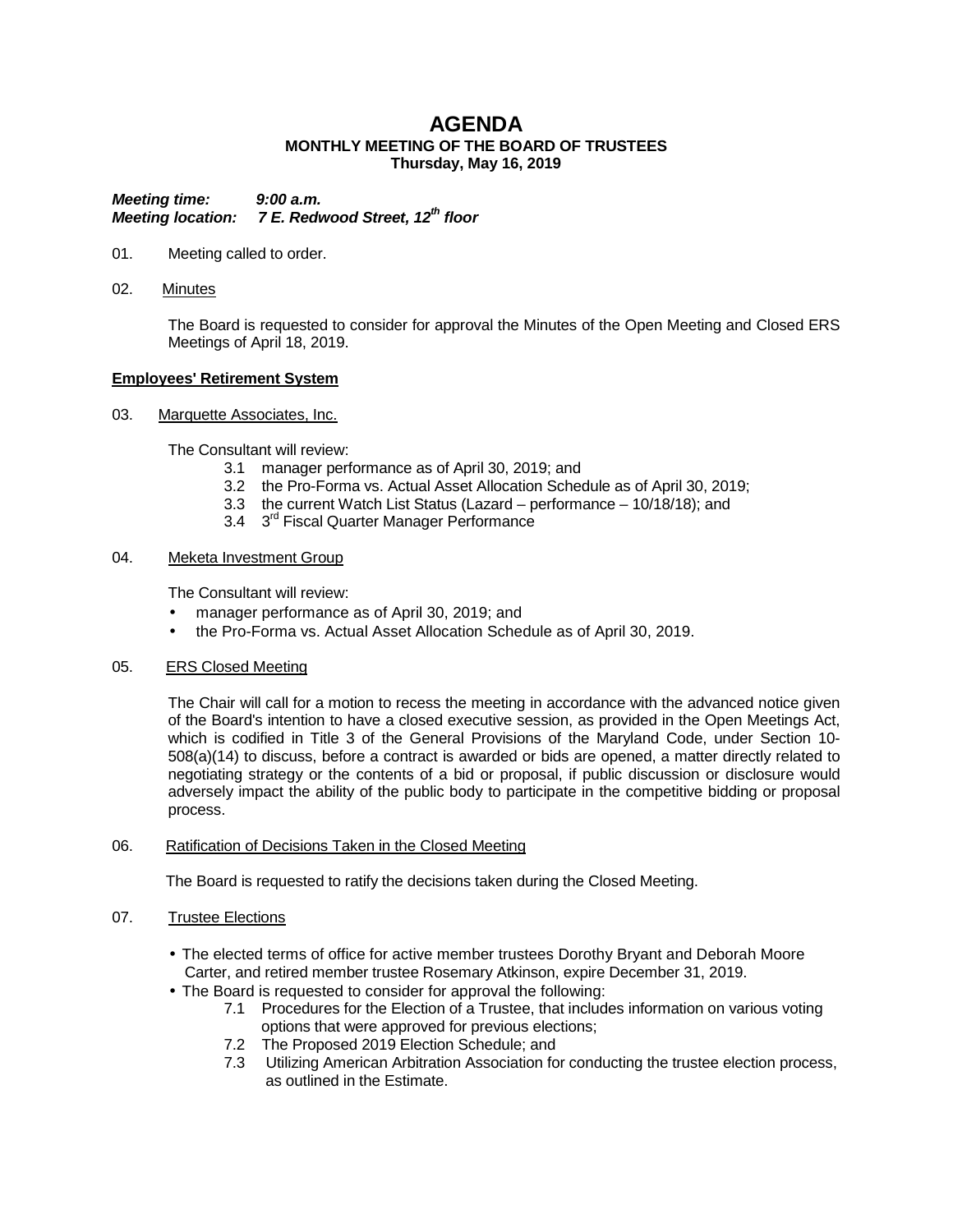# AGENDA

**MONTHLY MEETING OF THE BOARD OF TRUSTEES**
**Thursday, May 16, 2019**

***Meeting time:*** ***9:00 a.m.***
***Meeting location:*** ***7 E. Redwood Street, 12th floor***

01. Meeting called to order.

02. Minutes

 The Board is requested to consider for approval the Minutes of the Open Meeting and Closed ERS Meetings of April 18, 2019.

**Employees' Retirement System**

03. Marquette Associates, Inc.

 The Consultant will review:
 - 3.1 manager performance as of April 30, 2019; and
 - 3.2 the Pro-Forma vs. Actual Asset Allocation Schedule as of April 30, 2019;
 - 3.3 the current Watch List Status (Lazard – performance – 10/18/18); and
 - 3.4 3rd Fiscal Quarter Manager Performance

04. Meketa Investment Group

 The Consultant will review:
 - manager performance as of April 30, 2019; and
 - the Pro-Forma vs. Actual Asset Allocation Schedule as of April 30, 2019.

05. ERS Closed Meeting

 The Chair will call for a motion to recess the meeting in accordance with the advanced notice given of the Board's intention to have a closed executive session, as provided in the Open Meetings Act, which is codified in Title 3 of the General Provisions of the Maryland Code, under Section 10-508(a)(14) to discuss, before a contract is awarded or bids are opened, a matter directly related to negotiating strategy or the contents of a bid or proposal, if public discussion or disclosure would adversely impact the ability of the public body to participate in the competitive bidding or proposal process.

06. Ratification of Decisions Taken in the Closed Meeting

 The Board is requested to ratify the decisions taken during the Closed Meeting.

07. Trustee Elections

 - The elected terms of office for active member trustees Dorothy Bryant and Deborah Moore Carter, and retired member trustee Rosemary Atkinson, expire December 31, 2019.
 - The Board is requested to consider for approval the following:
   - 7.1 Procedures for the Election of a Trustee, that includes information on various voting options that were approved for previous elections;
   - 7.2 The Proposed 2019 Election Schedule; and
   - 7.3 Utilizing American Arbitration Association for conducting the trustee election process, as outlined in the Estimate.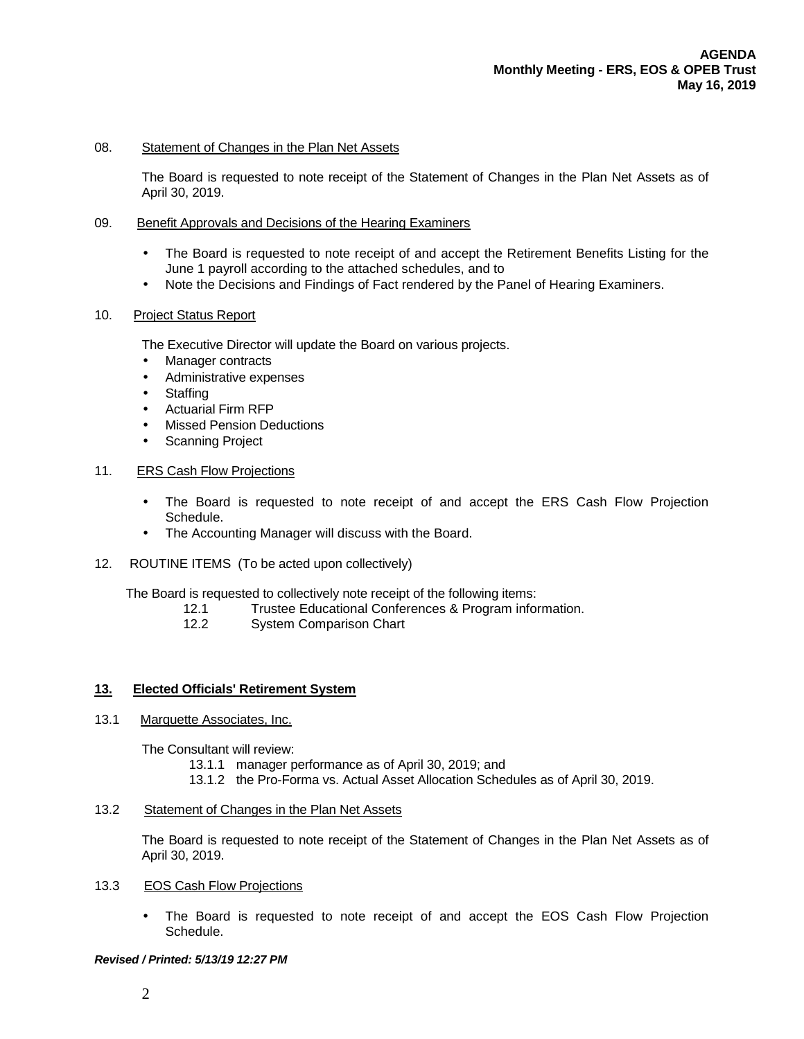08. Statement of Changes in the Plan Net Assets

The Board is requested to note receipt of the Statement of Changes in the Plan Net Assets as of April 30, 2019.

09. Benefit Approvals and Decisions of the Hearing Examiners

- The Board is requested to note receipt of and accept the Retirement Benefits Listing for the June 1 payroll according to the attached schedules, and to
- Note the Decisions and Findings of Fact rendered by the Panel of Hearing Examiners.

10. Project Status Report

The Executive Director will update the Board on various projects.

- Manager contracts
- Administrative expenses
- Staffing
- Actuarial Firm RFP
- Missed Pension Deductions
- Scanning Project

11. ERS Cash Flow Projections

- The Board is requested to note receipt of and accept the ERS Cash Flow Projection Schedule.
- The Accounting Manager will discuss with the Board.

12. ROUTINE ITEMS (To be acted upon collectively)

The Board is requested to collectively note receipt of the following items:

12.1 Trustee Educational Conferences & Program information.
12.2 System Comparison Chart

**13. Elected Officials' Retirement System**

13.1 Marquette Associates, Inc.

The Consultant will review:

13.1.1 manager performance as of April 30, 2019; and
13.1.2 the Pro-Forma vs. Actual Asset Allocation Schedules as of April 30, 2019.

13.2 Statement of Changes in the Plan Net Assets

The Board is requested to note receipt of the Statement of Changes in the Plan Net Assets as of April 30, 2019.

13.3 EOS Cash Flow Projections

- The Board is requested to note receipt of and accept the EOS Cash Flow Projection Schedule.

***Revised / Printed: 5/13/19 12:27 PM***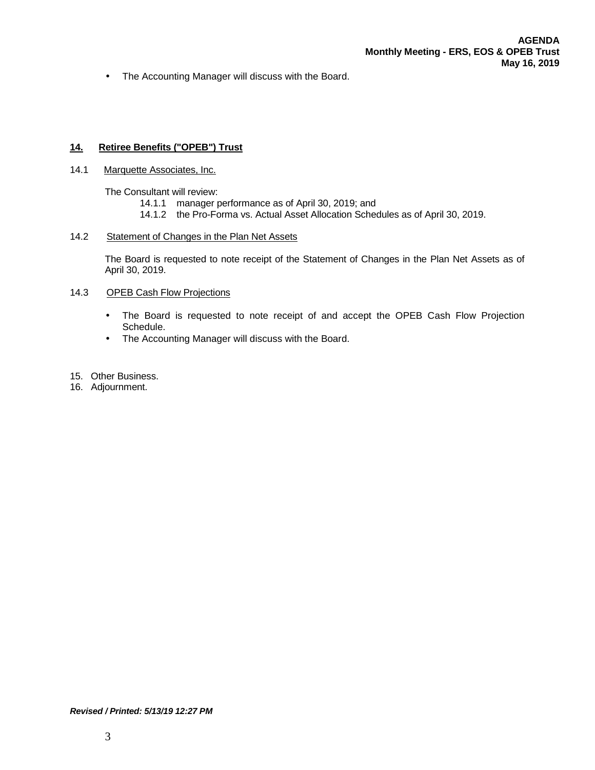- The Accounting Manager will discuss with the Board.

## 14. Retiree Benefits ("OPEB") Trust

14.1 Marquette Associates, Inc.

The Consultant will review:

14.1.1 manager performance as of April 30, 2019; and

14.1.2 the Pro-Forma vs. Actual Asset Allocation Schedules as of April 30, 2019.

14.2 Statement of Changes in the Plan Net Assets

The Board is requested to note receipt of the Statement of Changes in the Plan Net Assets as of April 30, 2019.

14.3 OPEB Cash Flow Projections

- The Board is requested to note receipt of and accept the OPEB Cash Flow Projection Schedule.
- The Accounting Manager will discuss with the Board.

15. Other Business.
16. Adjournment.

***Revised / Printed: 5/13/19 12:27 PM***